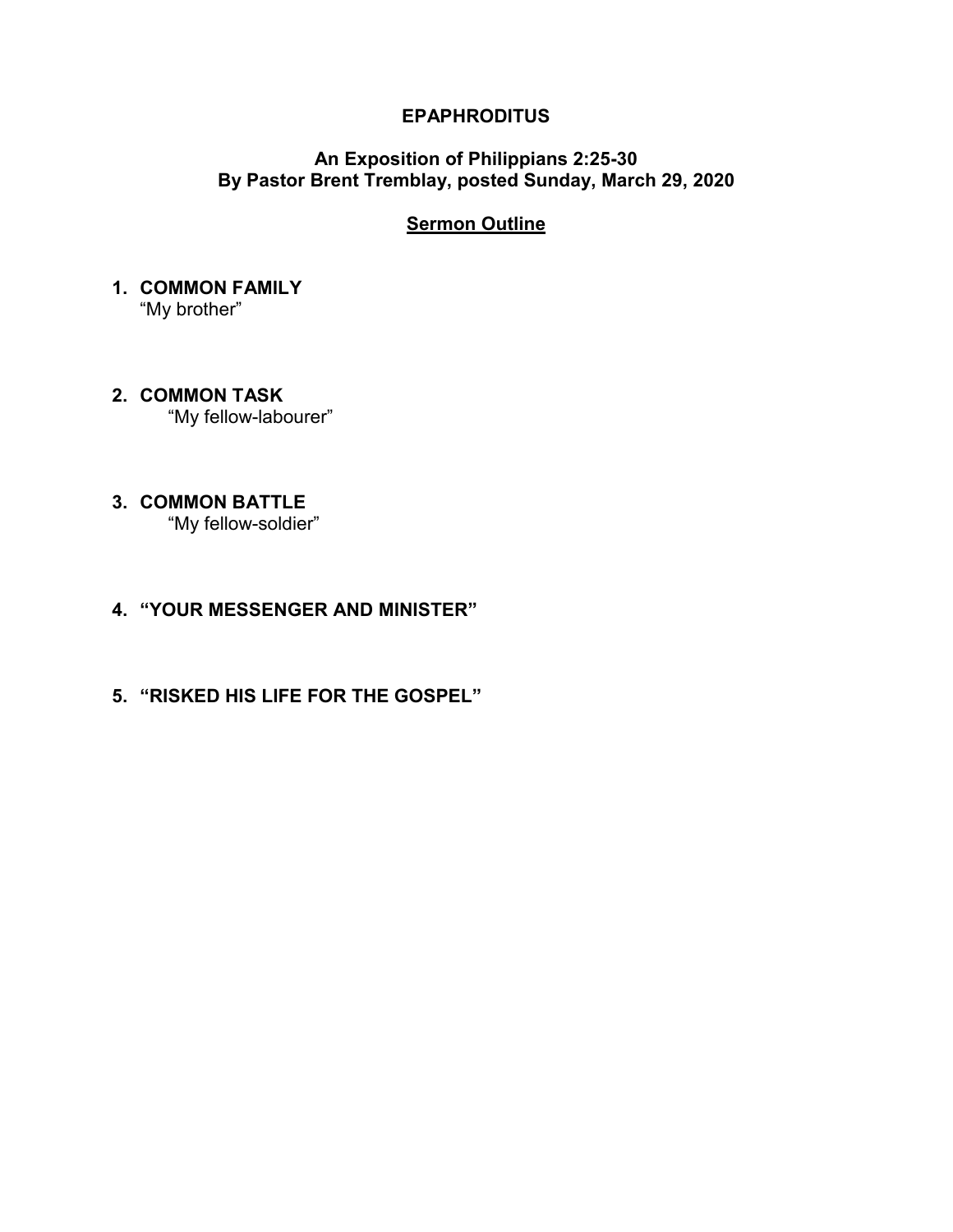# EPAPHRODITUS

## An Exposition of Philippians 2:25-30
## By Pastor Brent Tremblay, posted Sunday, March 29, 2020

### Sermon Outline

1. **COMMON FAMILY**
   "My brother"

2. **COMMON TASK**
   "My fellow-labourer"

3. **COMMON BATTLE**
   "My fellow-soldier"

4. **"YOUR MESSENGER AND MINISTER"**

5. **"RISKED HIS LIFE FOR THE GOSPEL"**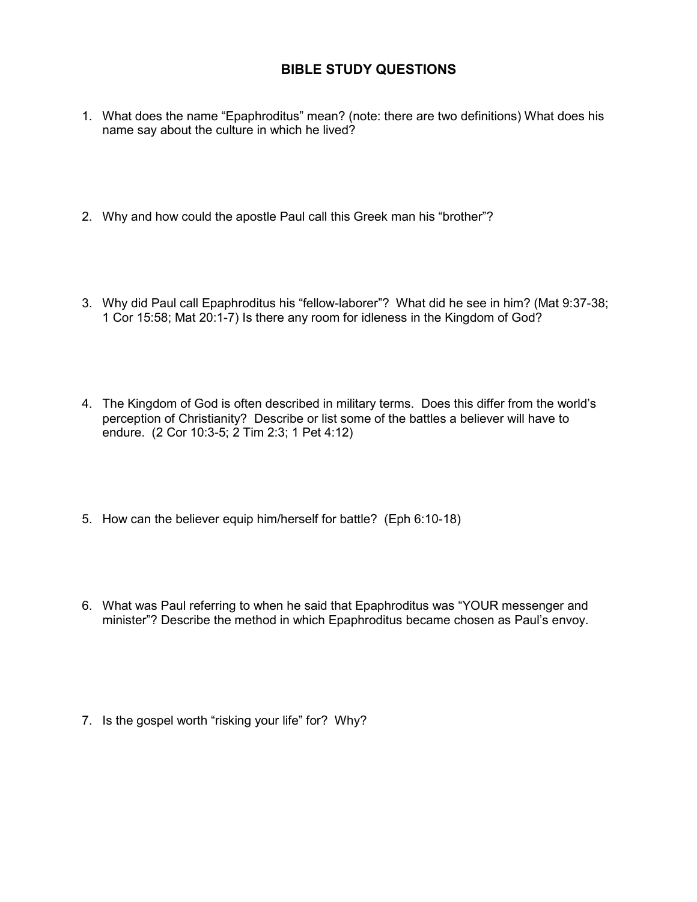# BIBLE STUDY QUESTIONS

1. What does the name "Epaphroditus" mean? (note: there are two definitions) What does his name say about the culture in which he lived?

2. Why and how could the apostle Paul call this Greek man his "brother"?

3. Why did Paul call Epaphroditus his "fellow-laborer"? What did he see in him? (Mat 9:37-38; 1 Cor 15:58; Mat 20:1-7) Is there any room for idleness in the Kingdom of God?

4. The Kingdom of God is often described in military terms. Does this differ from the world's perception of Christianity? Describe or list some of the battles a believer will have to endure. (2 Cor 10:3-5; 2 Tim 2:3; 1 Pet 4:12)

5. How can the believer equip him/herself for battle? (Eph 6:10-18)

6. What was Paul referring to when he said that Epaphroditus was "YOUR messenger and minister"? Describe the method in which Epaphroditus became chosen as Paul's envoy.

7. Is the gospel worth "risking your life" for? Why?